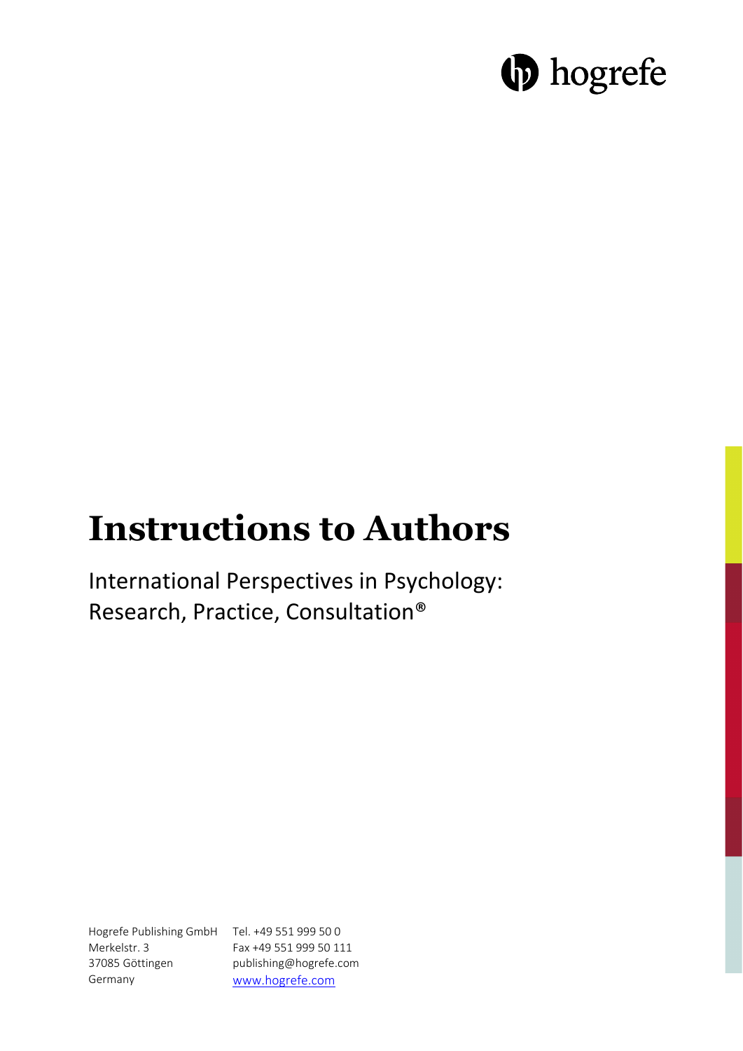hogrefe

# Instructions to Authors

International Perspectives in Psychology: Research, Practice, Consultation®

Hogrefe Publishing GmbH
Merkelstr. 3
37085 Göttingen
Germany

Tel. +49 551 999 50 0
Fax +49 551 999 50 111
publishing@hogrefe.com
www.hogrefe.com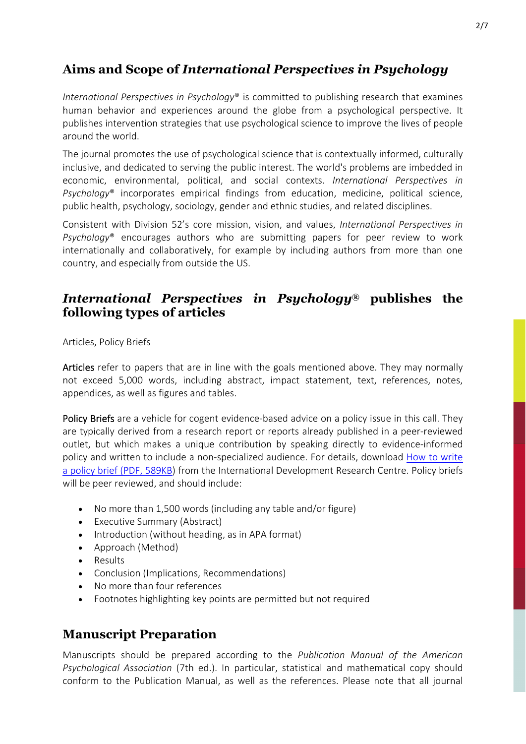## Aims and Scope of *International Perspectives in Psychology*

*International Perspectives in Psychology*® is committed to publishing research that examines human behavior and experiences around the globe from a psychological perspective. It publishes intervention strategies that use psychological science to improve the lives of people around the world.

The journal promotes the use of psychological science that is contextually informed, culturally inclusive, and dedicated to serving the public interest. The world's problems are imbedded in economic, environmental, political, and social contexts. *International Perspectives in Psychology*® incorporates empirical findings from education, medicine, political science, public health, psychology, sociology, gender and ethnic studies, and related disciplines.

Consistent with Division 52's core mission, vision, and values, *International Perspectives in Psychology*® encourages authors who are submitting papers for peer review to work internationally and collaboratively, for example by including authors from more than one country, and especially from outside the US.

## *International Perspectives in Psychology*® publishes the following types of articles

Articles, Policy Briefs

Articles refer to papers that are in line with the goals mentioned above. They may normally not exceed 5,000 words, including abstract, impact statement, text, references, notes, appendices, as well as figures and tables.

Policy Briefs are a vehicle for cogent evidence-based advice on a policy issue in this call. They are typically derived from a research report or reports already published in a peer-reviewed outlet, but which makes a unique contribution by speaking directly to evidence-informed policy and written to include a non-specialized audience. For details, download [How to write a policy brief (PDF, 589KB)]() from the International Development Research Centre. Policy briefs will be peer reviewed, and should include:

- No more than 1,500 words (including any table and/or figure)
- Executive Summary (Abstract)
- Introduction (without heading, as in APA format)
- Approach (Method)
- Results
- Conclusion (Implications, Recommendations)
- No more than four references
- Footnotes highlighting key points are permitted but not required

## Manuscript Preparation

Manuscripts should be prepared according to the *Publication Manual of the American Psychological Association* (7th ed.). In particular, statistical and mathematical copy should conform to the Publication Manual, as well as the references. Please note that all journal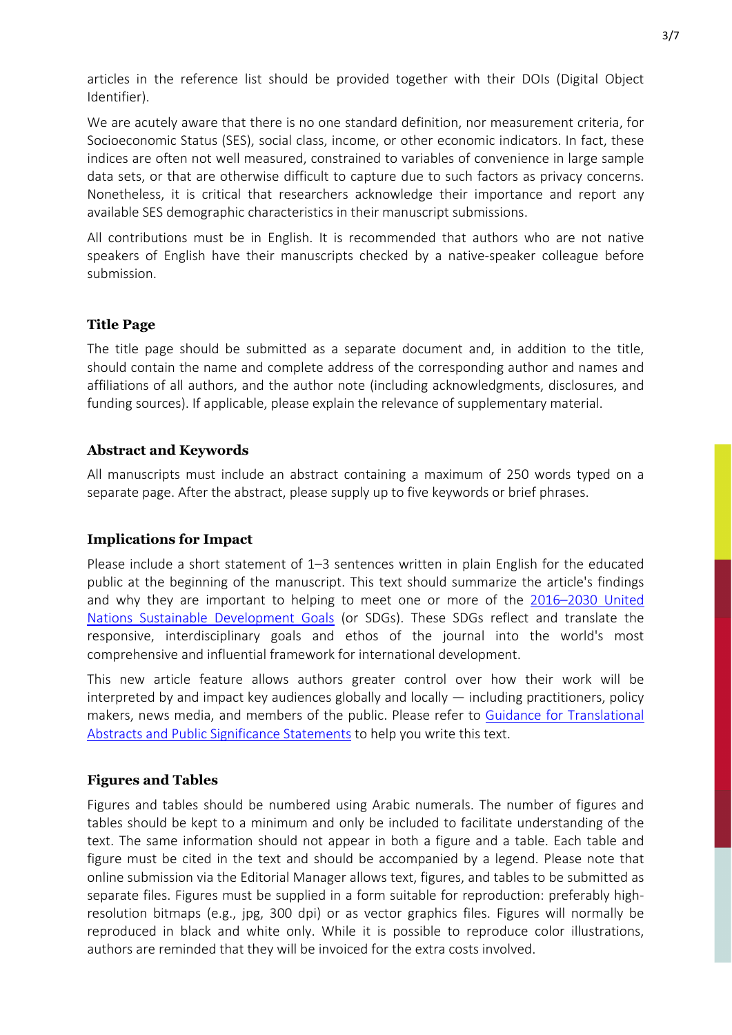articles in the reference list should be provided together with their DOIs (Digital Object Identifier).

We are acutely aware that there is no one standard definition, nor measurement criteria, for Socioeconomic Status (SES), social class, income, or other economic indicators. In fact, these indices are often not well measured, constrained to variables of convenience in large sample data sets, or that are otherwise difficult to capture due to such factors as privacy concerns. Nonetheless, it is critical that researchers acknowledge their importance and report any available SES demographic characteristics in their manuscript submissions.

All contributions must be in English. It is recommended that authors who are not native speakers of English have their manuscripts checked by a native-speaker colleague before submission.

## Title Page

The title page should be submitted as a separate document and, in addition to the title, should contain the name and complete address of the corresponding author and names and affiliations of all authors, and the author note (including acknowledgments, disclosures, and funding sources). If applicable, please explain the relevance of supplementary material.

## Abstract and Keywords

All manuscripts must include an abstract containing a maximum of 250 words typed on a separate page. After the abstract, please supply up to five keywords or brief phrases.

## Implications for Impact

Please include a short statement of 1–3 sentences written in plain English for the educated public at the beginning of the manuscript. This text should summarize the article's findings and why they are important to helping to meet one or more of the 2016–2030 United Nations Sustainable Development Goals (or SDGs). These SDGs reflect and translate the responsive, interdisciplinary goals and ethos of the journal into the world's most comprehensive and influential framework for international development.

This new article feature allows authors greater control over how their work will be interpreted by and impact key audiences globally and locally — including practitioners, policy makers, news media, and members of the public. Please refer to Guidance for Translational Abstracts and Public Significance Statements to help you write this text.

## Figures and Tables

Figures and tables should be numbered using Arabic numerals. The number of figures and tables should be kept to a minimum and only be included to facilitate understanding of the text. The same information should not appear in both a figure and a table. Each table and figure must be cited in the text and should be accompanied by a legend. Please note that online submission via the Editorial Manager allows text, figures, and tables to be submitted as separate files. Figures must be supplied in a form suitable for reproduction: preferably high-resolution bitmaps (e.g., jpg, 300 dpi) or as vector graphics files. Figures will normally be reproduced in black and white only. While it is possible to reproduce color illustrations, authors are reminded that they will be invoiced for the extra costs involved.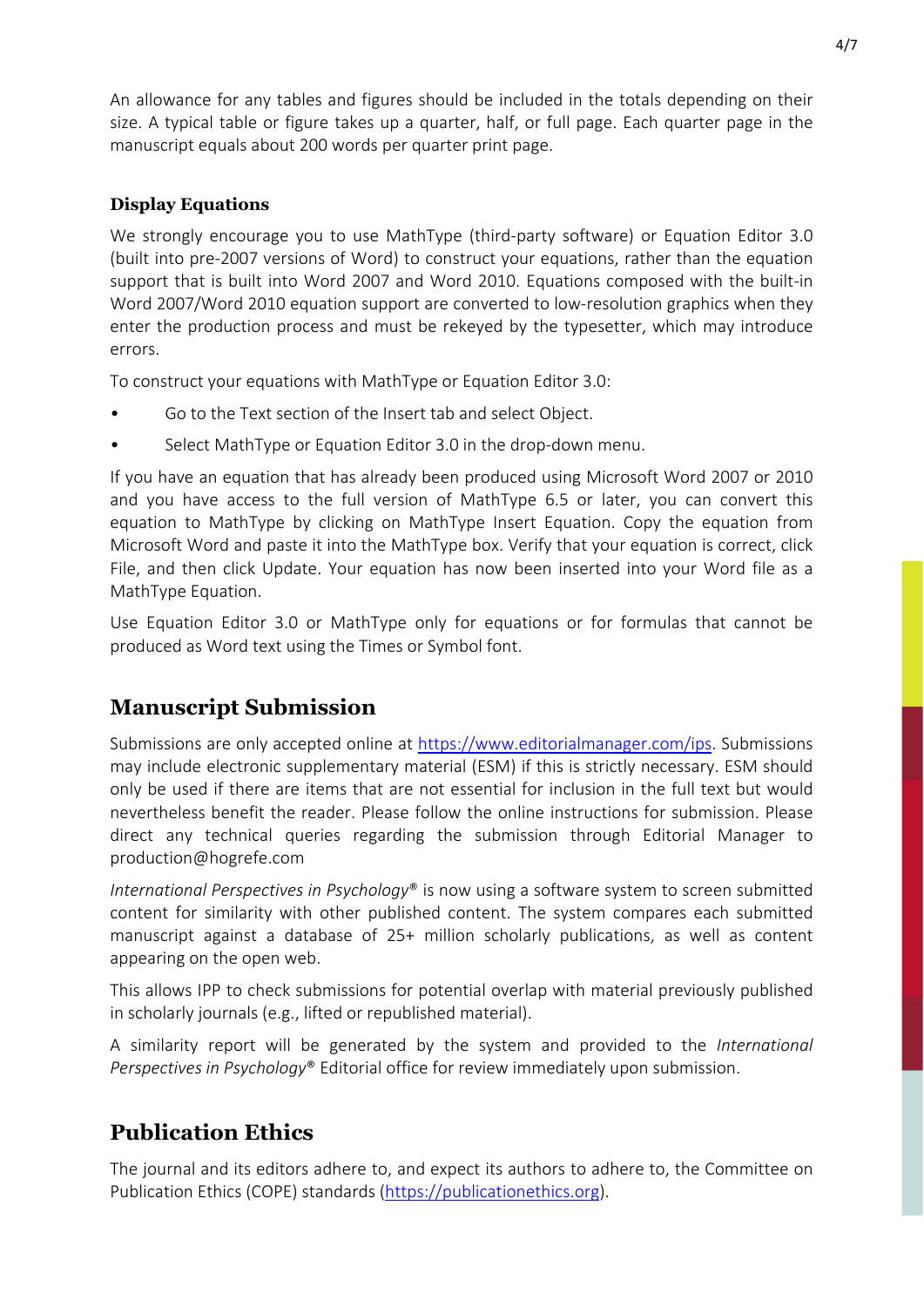An allowance for any tables and figures should be included in the totals depending on their size. A typical table or figure takes up a quarter, half, or full page. Each quarter page in the manuscript equals about 200 words per quarter print page.

### Display Equations

We strongly encourage you to use MathType (third-party software) or Equation Editor 3.0 (built into pre-2007 versions of Word) to construct your equations, rather than the equation support that is built into Word 2007 and Word 2010. Equations composed with the built-in Word 2007/Word 2010 equation support are converted to low-resolution graphics when they enter the production process and must be rekeyed by the typesetter, which may introduce errors.

To construct your equations with MathType or Equation Editor 3.0:

- Go to the Text section of the Insert tab and select Object.
- Select MathType or Equation Editor 3.0 in the drop-down menu.

If you have an equation that has already been produced using Microsoft Word 2007 or 2010 and you have access to the full version of MathType 6.5 or later, you can convert this equation to MathType by clicking on MathType Insert Equation. Copy the equation from Microsoft Word and paste it into the MathType box. Verify that your equation is correct, click File, and then click Update. Your equation has now been inserted into your Word file as a MathType Equation.

Use Equation Editor 3.0 or MathType only for equations or for formulas that cannot be produced as Word text using the Times or Symbol font.

## Manuscript Submission

Submissions are only accepted online at https://www.editorialmanager.com/ips. Submissions may include electronic supplementary material (ESM) if this is strictly necessary. ESM should only be used if there are items that are not essential for inclusion in the full text but would nevertheless benefit the reader. Please follow the online instructions for submission. Please direct any technical queries regarding the submission through Editorial Manager to production@hogrefe.com

*International Perspectives in Psychology*® is now using a software system to screen submitted content for similarity with other published content. The system compares each submitted manuscript against a database of 25+ million scholarly publications, as well as content appearing on the open web.

This allows IPP to check submissions for potential overlap with material previously published in scholarly journals (e.g., lifted or republished material).

A similarity report will be generated by the system and provided to the *International Perspectives in Psychology*® Editorial office for review immediately upon submission.

## Publication Ethics

The journal and its editors adhere to, and expect its authors to adhere to, the Committee on Publication Ethics (COPE) standards (https://publicationethics.org).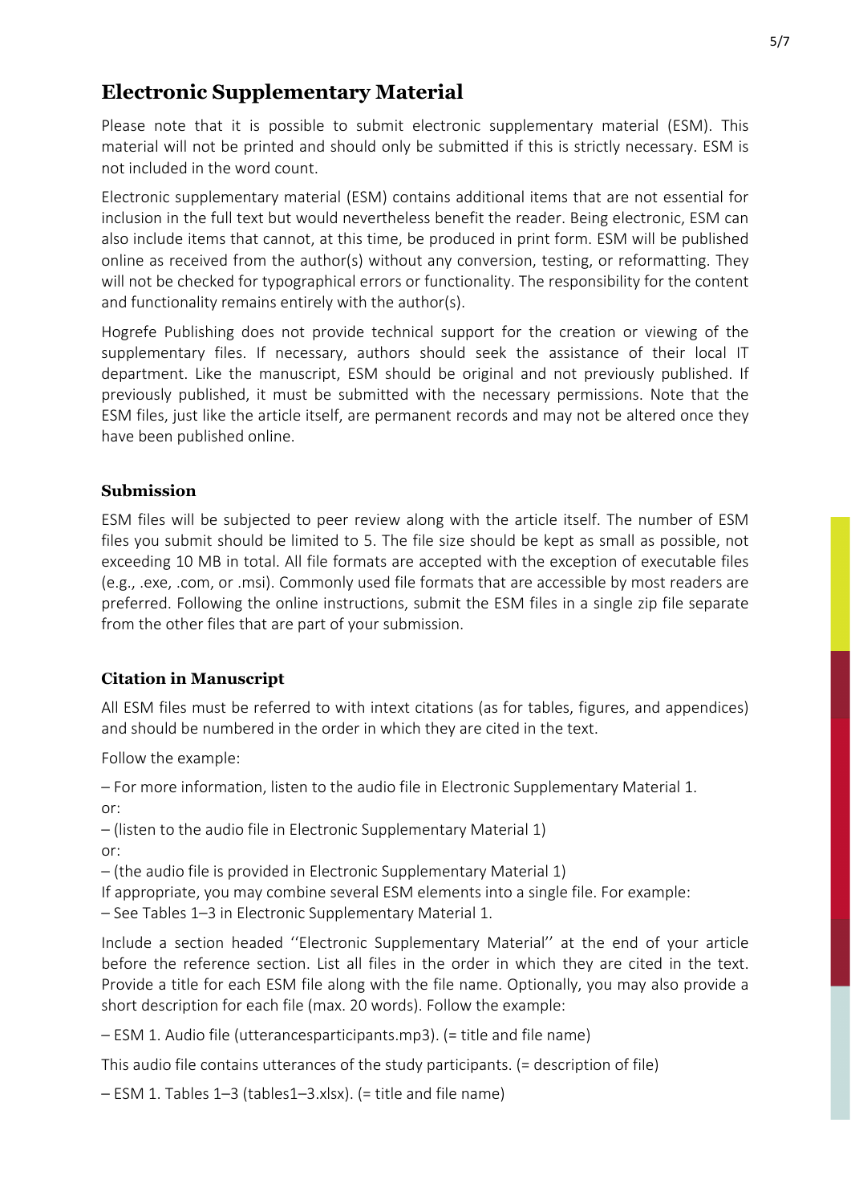# Electronic Supplementary Material

Please note that it is possible to submit electronic supplementary material (ESM). This material will not be printed and should only be submitted if this is strictly necessary. ESM is not included in the word count.

Electronic supplementary material (ESM) contains additional items that are not essential for inclusion in the full text but would nevertheless benefit the reader. Being electronic, ESM can also include items that cannot, at this time, be produced in print form. ESM will be published online as received from the author(s) without any conversion, testing, or reformatting. They will not be checked for typographical errors or functionality. The responsibility for the content and functionality remains entirely with the author(s).

Hogrefe Publishing does not provide technical support for the creation or viewing of the supplementary files. If necessary, authors should seek the assistance of their local IT department. Like the manuscript, ESM should be original and not previously published. If previously published, it must be submitted with the necessary permissions. Note that the ESM files, just like the article itself, are permanent records and may not be altered once they have been published online.

## Submission

ESM files will be subjected to peer review along with the article itself. The number of ESM files you submit should be limited to 5. The file size should be kept as small as possible, not exceeding 10 MB in total. All file formats are accepted with the exception of executable files (e.g., .exe, .com, or .msi). Commonly used file formats that are accessible by most readers are preferred. Following the online instructions, submit the ESM files in a single zip file separate from the other files that are part of your submission.

## Citation in Manuscript

All ESM files must be referred to with intext citations (as for tables, figures, and appendices) and should be numbered in the order in which they are cited in the text.

Follow the example:

– For more information, listen to the audio file in Electronic Supplementary Material 1.
or:
– (listen to the audio file in Electronic Supplementary Material 1)
or:
– (the audio file is provided in Electronic Supplementary Material 1)
If appropriate, you may combine several ESM elements into a single file. For example:
– See Tables 1–3 in Electronic Supplementary Material 1.

Include a section headed ''Electronic Supplementary Material'' at the end of your article before the reference section. List all files in the order in which they are cited in the text. Provide a title for each ESM file along with the file name. Optionally, you may also provide a short description for each file (max. 20 words). Follow the example:

– ESM 1. Audio file (utterancesparticipants.mp3). (= title and file name)

This audio file contains utterances of the study participants. (= description of file)

– ESM 1. Tables 1–3 (tables1–3.xlsx). (= title and file name)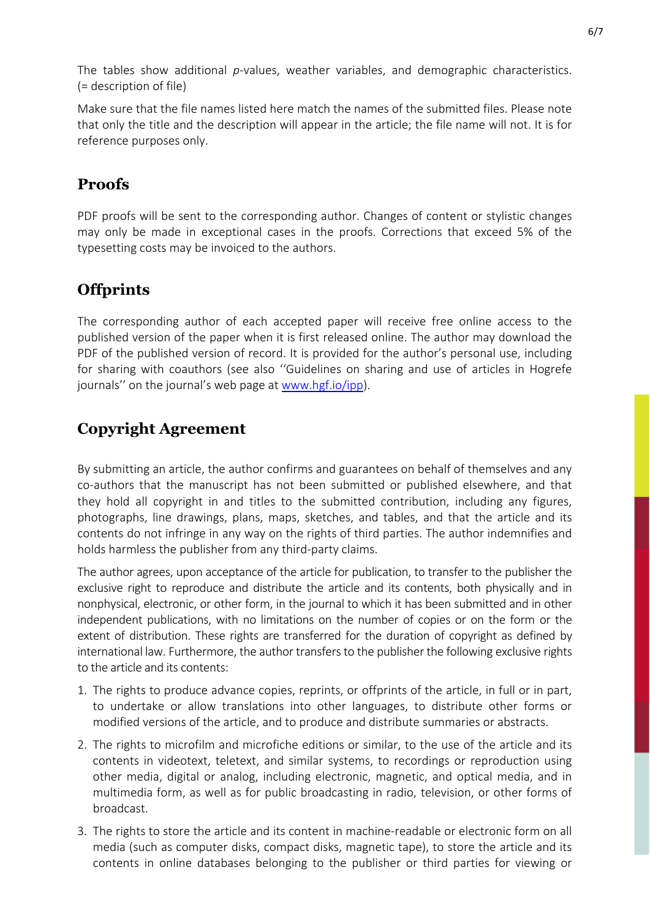The tables show additional *p*-values, weather variables, and demographic characteristics. (= description of file)

Make sure that the file names listed here match the names of the submitted files. Please note that only the title and the description will appear in the article; the file name will not. It is for reference purposes only.

## Proofs

PDF proofs will be sent to the corresponding author. Changes of content or stylistic changes may only be made in exceptional cases in the proofs. Corrections that exceed 5% of the typesetting costs may be invoiced to the authors.

## Offprints

The corresponding author of each accepted paper will receive free online access to the published version of the paper when it is first released online. The author may download the PDF of the published version of record. It is provided for the author's personal use, including for sharing with coauthors (see also ''Guidelines on sharing and use of articles in Hogrefe journals'' on the journal's web page at [www.hgf.io/ipp](www.hgf.io/ipp)).

## Copyright Agreement

By submitting an article, the author confirms and guarantees on behalf of themselves and any co-authors that the manuscript has not been submitted or published elsewhere, and that they hold all copyright in and titles to the submitted contribution, including any figures, photographs, line drawings, plans, maps, sketches, and tables, and that the article and its contents do not infringe in any way on the rights of third parties. The author indemnifies and holds harmless the publisher from any third-party claims.

The author agrees, upon acceptance of the article for publication, to transfer to the publisher the exclusive right to reproduce and distribute the article and its contents, both physically and in nonphysical, electronic, or other form, in the journal to which it has been submitted and in other independent publications, with no limitations on the number of copies or on the form or the extent of distribution. These rights are transferred for the duration of copyright as defined by international law. Furthermore, the author transfers to the publisher the following exclusive rights to the article and its contents:

1. The rights to produce advance copies, reprints, or offprints of the article, in full or in part, to undertake or allow translations into other languages, to distribute other forms or modified versions of the article, and to produce and distribute summaries or abstracts.
2. The rights to microfilm and microfiche editions or similar, to the use of the article and its contents in videotext, teletext, and similar systems, to recordings or reproduction using other media, digital or analog, including electronic, magnetic, and optical media, and in multimedia form, as well as for public broadcasting in radio, television, or other forms of broadcast.
3. The rights to store the article and its content in machine-readable or electronic form on all media (such as computer disks, compact disks, magnetic tape), to store the article and its contents in online databases belonging to the publisher or third parties for viewing or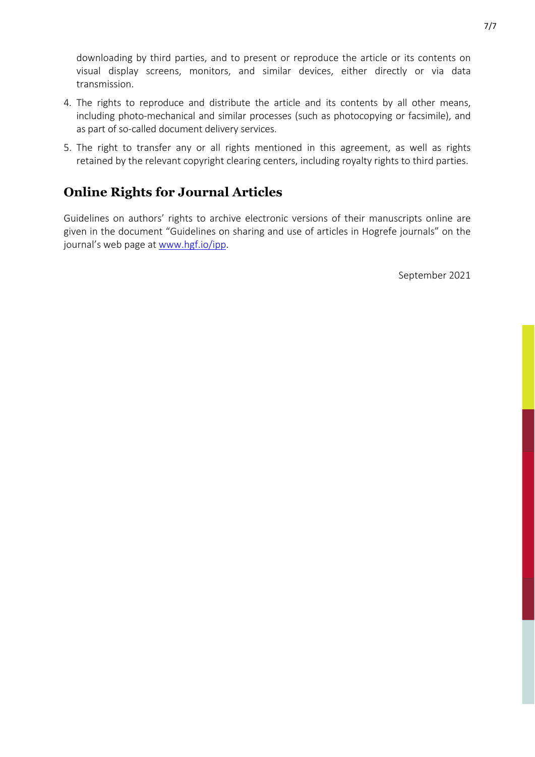downloading by third parties, and to present or reproduce the article or its contents on visual display screens, monitors, and similar devices, either directly or via data transmission.

4. The rights to reproduce and distribute the article and its contents by all other means, including photo-mechanical and similar processes (such as photocopying or facsimile), and as part of so-called document delivery services.
5. The right to transfer any or all rights mentioned in this agreement, as well as rights retained by the relevant copyright clearing centers, including royalty rights to third parties.

## Online Rights for Journal Articles

Guidelines on authors' rights to archive electronic versions of their manuscripts online are given in the document "Guidelines on sharing and use of articles in Hogrefe journals" on the journal's web page at [www.hgf.io/ipp](www.hgf.io/ipp).

September 2021